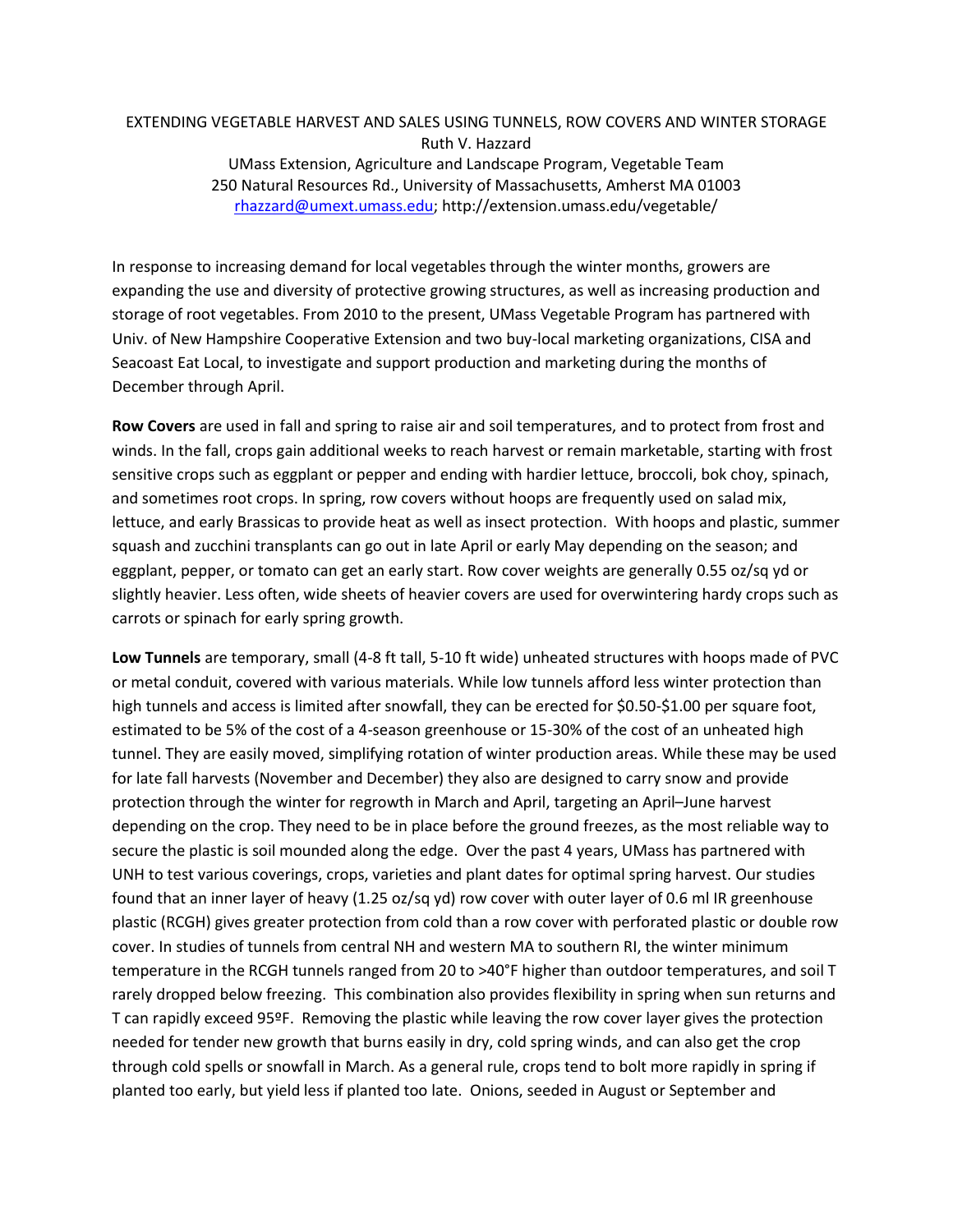# EXTENDING VEGETABLE HARVEST AND SALES USING TUNNELS, ROW COVERS AND WINTER STORAGE

Ruth V. Hazzard
UMass Extension, Agriculture and Landscape Program, Vegetable Team
250 Natural Resources Rd., University of Massachusetts, Amherst MA 01003
rhazzard@umext.umass.edu; http://extension.umass.edu/vegetable/

In response to increasing demand for local vegetables through the winter months, growers are expanding the use and diversity of protective growing structures, as well as increasing production and storage of root vegetables. From 2010 to the present, UMass Vegetable Program has partnered with Univ. of New Hampshire Cooperative Extension and two buy-local marketing organizations, CISA and Seacoast Eat Local, to investigate and support production and marketing during the months of December through April.

**Row Covers** are used in fall and spring to raise air and soil temperatures, and to protect from frost and winds. In the fall, crops gain additional weeks to reach harvest or remain marketable, starting with frost sensitive crops such as eggplant or pepper and ending with hardier lettuce, broccoli, bok choy, spinach, and sometimes root crops. In spring, row covers without hoops are frequently used on salad mix, lettuce, and early Brassicas to provide heat as well as insect protection. With hoops and plastic, summer squash and zucchini transplants can go out in late April or early May depending on the season; and eggplant, pepper, or tomato can get an early start. Row cover weights are generally 0.55 oz/sq yd or slightly heavier. Less often, wide sheets of heavier covers are used for overwintering hardy crops such as carrots or spinach for early spring growth.

**Low Tunnels** are temporary, small (4-8 ft tall, 5-10 ft wide) unheated structures with hoops made of PVC or metal conduit, covered with various materials. While low tunnels afford less winter protection than high tunnels and access is limited after snowfall, they can be erected for $0.50-$1.00 per square foot, estimated to be 5% of the cost of a 4-season greenhouse or 15-30% of the cost of an unheated high tunnel. They are easily moved, simplifying rotation of winter production areas. While these may be used for late fall harvests (November and December) they also are designed to carry snow and provide protection through the winter for regrowth in March and April, targeting an April–June harvest depending on the crop. They need to be in place before the ground freezes, as the most reliable way to secure the plastic is soil mounded along the edge. Over the past 4 years, UMass has partnered with UNH to test various coverings, crops, varieties and plant dates for optimal spring harvest. Our studies found that an inner layer of heavy (1.25 oz/sq yd) row cover with outer layer of 0.6 ml IR greenhouse plastic (RCGH) gives greater protection from cold than a row cover with perforated plastic or double row cover. In studies of tunnels from central NH and western MA to southern RI, the winter minimum temperature in the RCGH tunnels ranged from 20 to >40°F higher than outdoor temperatures, and soil T rarely dropped below freezing. This combination also provides flexibility in spring when sun returns and T can rapidly exceed 95ºF. Removing the plastic while leaving the row cover layer gives the protection needed for tender new growth that burns easily in dry, cold spring winds, and can also get the crop through cold spells or snowfall in March. As a general rule, crops tend to bolt more rapidly in spring if planted too early, but yield less if planted too late. Onions, seeded in August or September and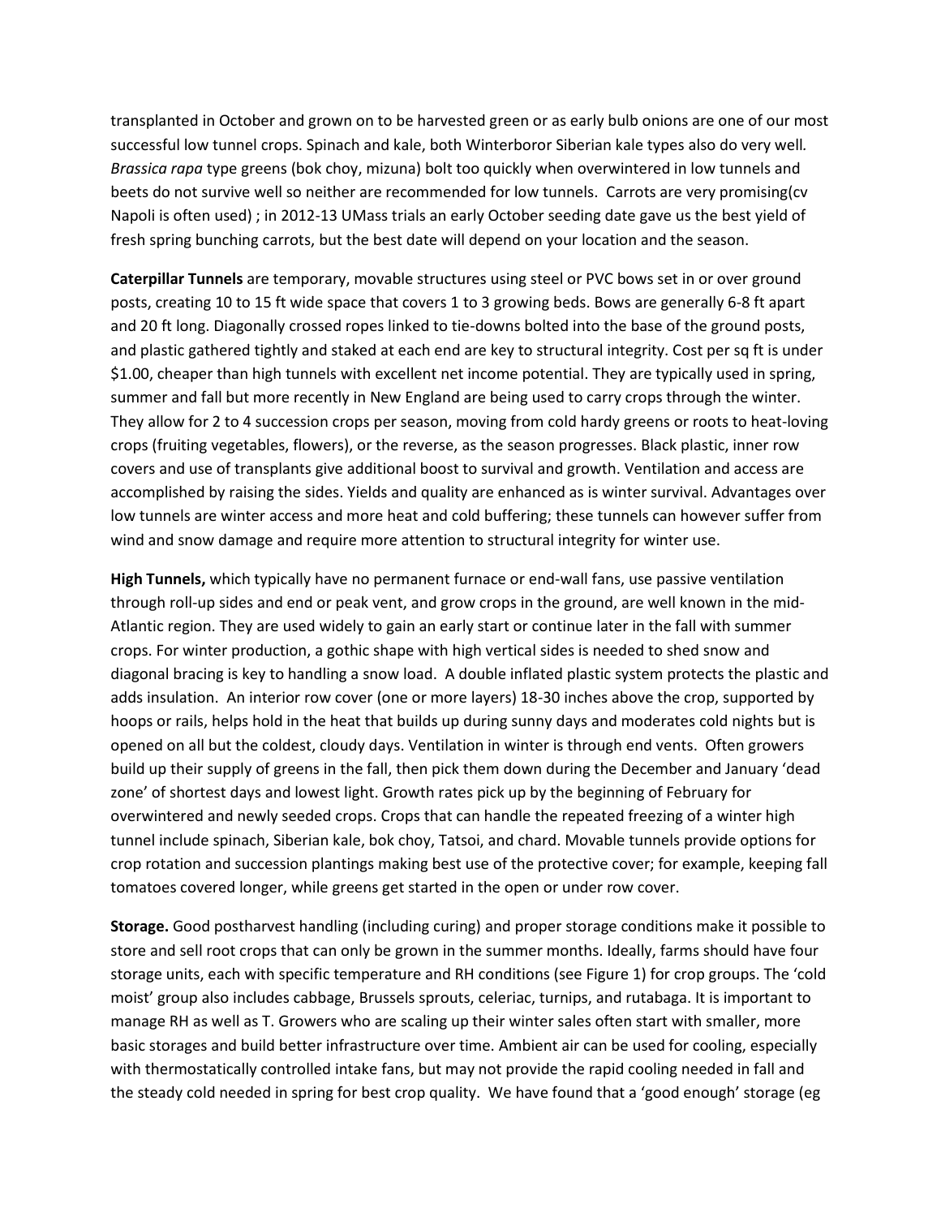transplanted in October and grown on to be harvested green or as early bulb onions are one of our most successful low tunnel crops. Spinach and kale, both Winterboror Siberian kale types also do very well. *Brassica rapa* type greens (bok choy, mizuna) bolt too quickly when overwintered in low tunnels and beets do not survive well so neither are recommended for low tunnels. Carrots are very promising(cv Napoli is often used) ; in 2012-13 UMass trials an early October seeding date gave us the best yield of fresh spring bunching carrots, but the best date will depend on your location and the season.

**Caterpillar Tunnels** are temporary, movable structures using steel or PVC bows set in or over ground posts, creating 10 to 15 ft wide space that covers 1 to 3 growing beds. Bows are generally 6-8 ft apart and 20 ft long. Diagonally crossed ropes linked to tie-downs bolted into the base of the ground posts, and plastic gathered tightly and staked at each end are key to structural integrity. Cost per sq ft is under $1.00, cheaper than high tunnels with excellent net income potential. They are typically used in spring, summer and fall but more recently in New England are being used to carry crops through the winter. They allow for 2 to 4 succession crops per season, moving from cold hardy greens or roots to heat-loving crops (fruiting vegetables, flowers), or the reverse, as the season progresses. Black plastic, inner row covers and use of transplants give additional boost to survival and growth. Ventilation and access are accomplished by raising the sides. Yields and quality are enhanced as is winter survival. Advantages over low tunnels are winter access and more heat and cold buffering; these tunnels can however suffer from wind and snow damage and require more attention to structural integrity for winter use.

**High Tunnels,** which typically have no permanent furnace or end-wall fans, use passive ventilation through roll-up sides and end or peak vent, and grow crops in the ground, are well known in the mid-Atlantic region. They are used widely to gain an early start or continue later in the fall with summer crops. For winter production, a gothic shape with high vertical sides is needed to shed snow and diagonal bracing is key to handling a snow load. A double inflated plastic system protects the plastic and adds insulation. An interior row cover (one or more layers) 18-30 inches above the crop, supported by hoops or rails, helps hold in the heat that builds up during sunny days and moderates cold nights but is opened on all but the coldest, cloudy days. Ventilation in winter is through end vents. Often growers build up their supply of greens in the fall, then pick them down during the December and January 'dead zone' of shortest days and lowest light. Growth rates pick up by the beginning of February for overwintered and newly seeded crops. Crops that can handle the repeated freezing of a winter high tunnel include spinach, Siberian kale, bok choy, Tatsoi, and chard. Movable tunnels provide options for crop rotation and succession plantings making best use of the protective cover; for example, keeping fall tomatoes covered longer, while greens get started in the open or under row cover.

**Storage.** Good postharvest handling (including curing) and proper storage conditions make it possible to store and sell root crops that can only be grown in the summer months. Ideally, farms should have four storage units, each with specific temperature and RH conditions (see Figure 1) for crop groups. The 'cold moist' group also includes cabbage, Brussels sprouts, celeriac, turnips, and rutabaga. It is important to manage RH as well as T. Growers who are scaling up their winter sales often start with smaller, more basic storages and build better infrastructure over time. Ambient air can be used for cooling, especially with thermostatically controlled intake fans, but may not provide the rapid cooling needed in fall and the steady cold needed in spring for best crop quality. We have found that a 'good enough' storage (eg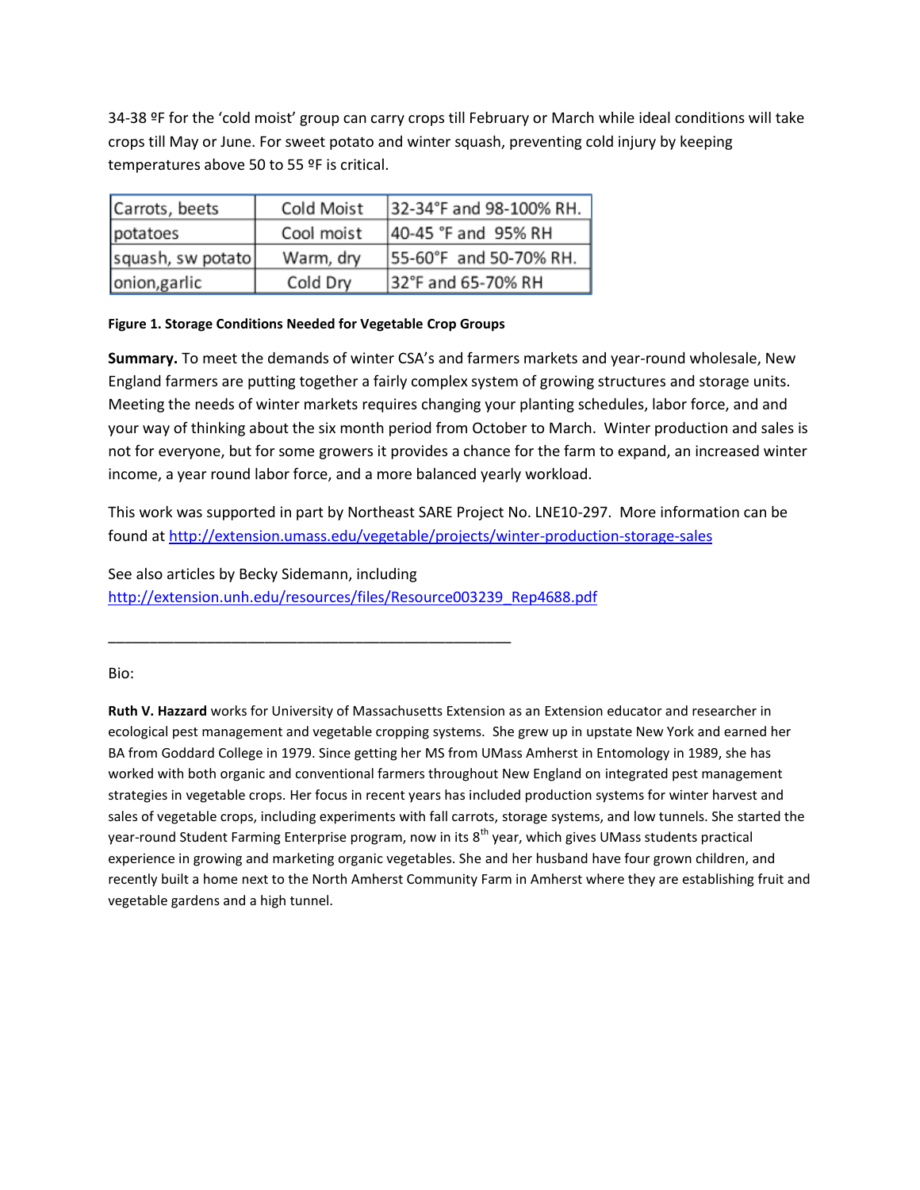34-38 ºF for the 'cold moist' group can carry crops till February or March while ideal conditions will take crops till May or June. For sweet potato and winter squash, preventing cold injury by keeping temperatures above 50 to 55 ºF is critical.

| Carrots, beets | Cold Moist | 32-34°F and 98-100% RH. |
|---|---|---|
| potatoes | Cool moist | 40-45 °F and 95% RH |
| squash, sw potato | Warm, dry | 55-60°F and 50-70% RH. |
| onion,garlic | Cold Dry | 32°F and 65-70% RH |

**Figure 1. Storage Conditions Needed for Vegetable Crop Groups**

**Summary.** To meet the demands of winter CSA's and farmers markets and year-round wholesale, New England farmers are putting together a fairly complex system of growing structures and storage units. Meeting the needs of winter markets requires changing your planting schedules, labor force, and and your way of thinking about the six month period from October to March. Winter production and sales is not for everyone, but for some growers it provides a chance for the farm to expand, an increased winter income, a year round labor force, and a more balanced yearly workload.

This work was supported in part by Northeast SARE Project No. LNE10-297. More information can be found at http://extension.umass.edu/vegetable/projects/winter-production-storage-sales

See also articles by Becky Sidemann, including
http://extension.unh.edu/resources/files/Resource003239_Rep4688.pdf

---

Bio:

**Ruth V. Hazzard** works for University of Massachusetts Extension as an Extension educator and researcher in ecological pest management and vegetable cropping systems. She grew up in upstate New York and earned her BA from Goddard College in 1979. Since getting her MS from UMass Amherst in Entomology in 1989, she has worked with both organic and conventional farmers throughout New England on integrated pest management strategies in vegetable crops. Her focus in recent years has included production systems for winter harvest and sales of vegetable crops, including experiments with fall carrots, storage systems, and low tunnels. She started the year-round Student Farming Enterprise program, now in its 8th year, which gives UMass students practical experience in growing and marketing organic vegetables. She and her husband have four grown children, and recently built a home next to the North Amherst Community Farm in Amherst where they are establishing fruit and vegetable gardens and a high tunnel.